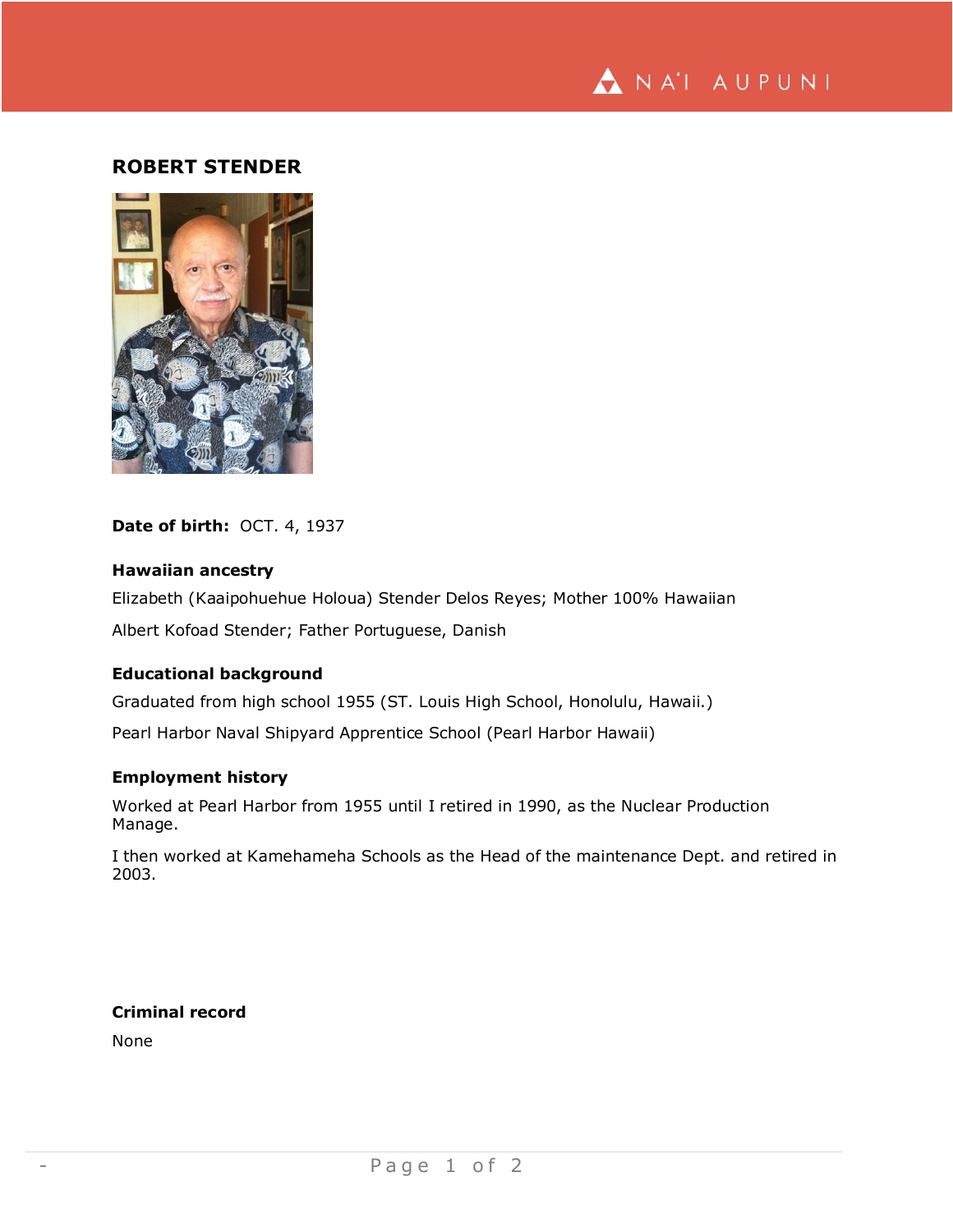# ROBERT STENDER

**Date of birth:** OCT. 4, 1937

### Hawaiian ancestry

Elizabeth (Kaaipohuehue Holoua) Stender Delos Reyes; Mother 100% Hawaiian

Albert Kofoad Stender; Father Portuguese, Danish

### Educational background

Graduated from high school 1955 (ST. Louis High School, Honolulu, Hawaii.)

Pearl Harbor Naval Shipyard Apprentice School (Pearl Harbor Hawaii)

### Employment history

Worked at Pearl Harbor from 1955 until I retired in 1990, as the Nuclear Production Manage.

I then worked at Kamehameha Schools as the Head of the maintenance Dept. and retired in 2003.

### Criminal record

None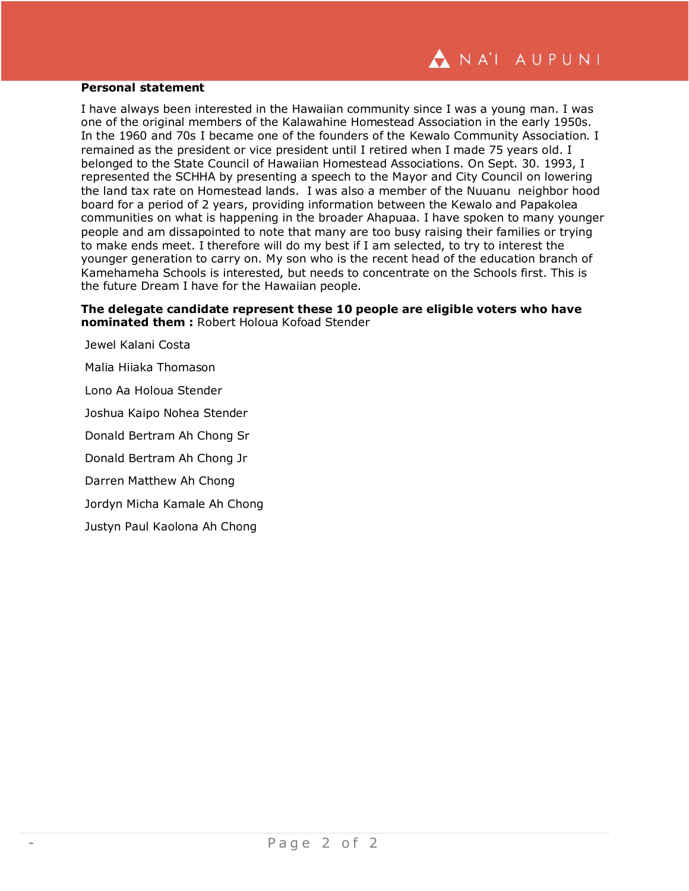**Personal statement**

I have always been interested in the Hawaiian community since I was a young man. I was one of the original members of the Kalawahine Homestead Association in the early 1950s. In the 1960 and 70s I became one of the founders of the Kewalo Community Association. I remained as the president or vice president until I retired when I made 75 years old. I belonged to the State Council of Hawaiian Homestead Associations. On Sept. 30. 1993, I represented the SCHHA by presenting a speech to the Mayor and City Council on lowering the land tax rate on Homestead lands. I was also a member of the Nuuanu neighbor hood board for a period of 2 years, providing information between the Kewalo and Papakolea communities on what is happening in the broader Ahapuaa. I have spoken to many younger people and am dissapointed to note that many are too busy raising their families or trying to make ends meet. I therefore will do my best if I am selected, to try to interest the younger generation to carry on. My son who is the recent head of the education branch of Kamehameha Schools is interested, but needs to concentrate on the Schools first. This is the future Dream I have for the Hawaiian people.

**The delegate candidate represent these 10 people are eligible voters who have nominated them :** Robert Holoua Kofoad Stender

Jewel Kalani Costa

Malia Hiiaka Thomason

Lono Aa Holoua Stender

Joshua Kaipo Nohea Stender

Donald Bertram Ah Chong Sr

Donald Bertram Ah Chong Jr

Darren Matthew Ah Chong

Jordyn Micha Kamale Ah Chong

Justyn Paul Kaolona Ah Chong